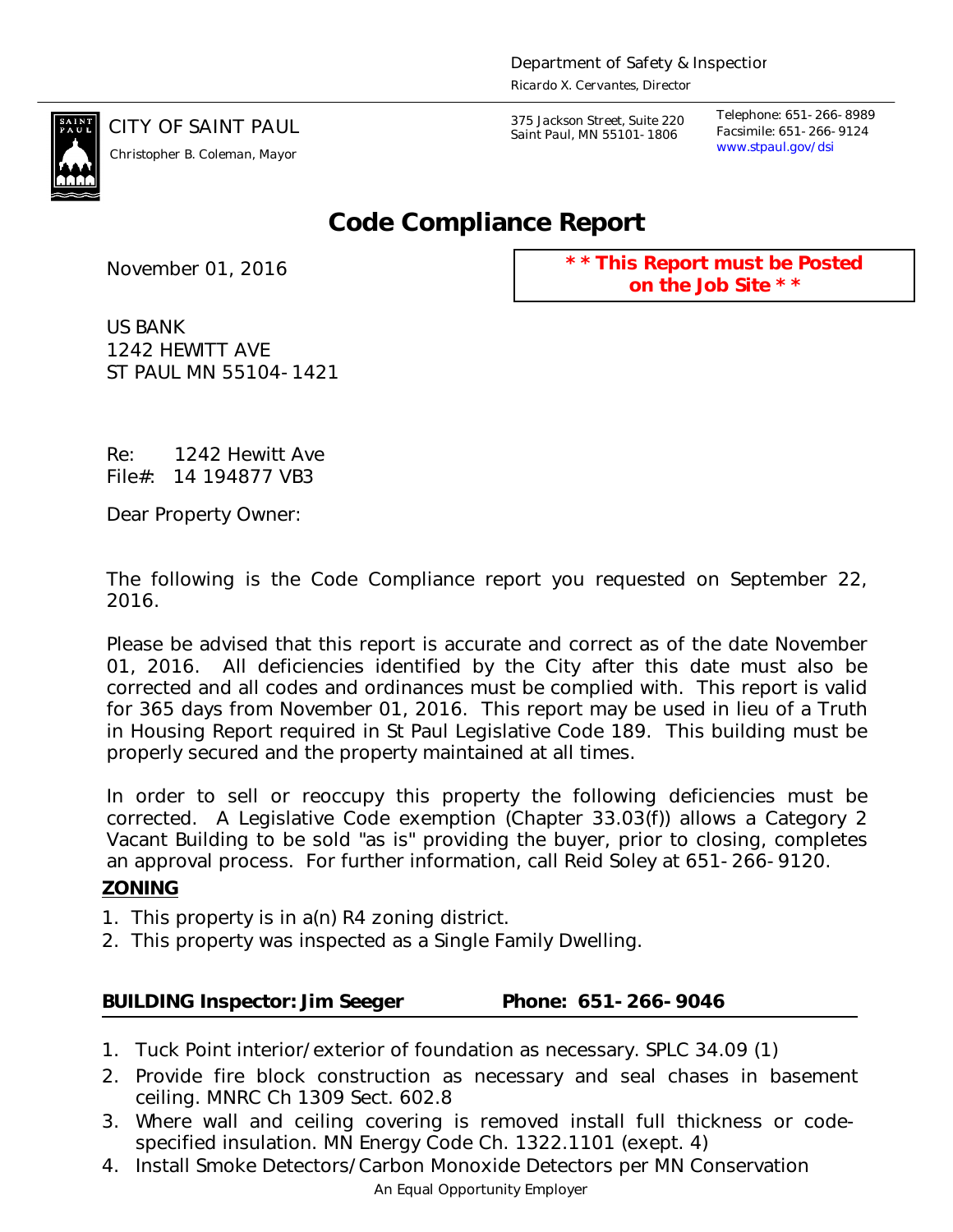Department of Safety & Inspection
Ricardo X. Cervantes, Director

CITY OF SAINT PAUL
Christopher B. Coleman, Mayor

375 Jackson Street, Suite 220
Saint Paul, MN 55101-1806

Telephone: 651-266-8989
Facsimile: 651-266-9124
www.stpaul.gov/dsi

# Code Compliance Report

November 01, 2016

**\*\* This Report must be Posted on the Job Site \*\***

US BANK
1242 HEWITT AVE
ST PAUL MN 55104-1421

Re: 1242 Hewitt Ave
File#: 14 194877 VB3

Dear Property Owner:

The following is the Code Compliance report you requested on September 22, 2016.

Please be advised that this report is accurate and correct as of the date November 01, 2016. All deficiencies identified by the City after this date must also be corrected and all codes and ordinances must be complied with. This report is valid for 365 days from November 01, 2016. This report may be used in lieu of a Truth in Housing Report required in St Paul Legislative Code 189. This building must be properly secured and the property maintained at all times.

In order to sell or reoccupy this property the following deficiencies must be corrected. A Legislative Code exemption (Chapter 33.03(f)) allows a Category 2 Vacant Building to be sold "as is" providing the buyer, prior to closing, completes an approval process. For further information, call Reid Soley at 651-266-9120.

**ZONING**

1. This property is in a(n) R4 zoning district.
2. This property was inspected as a Single Family Dwelling.

**BUILDING Inspector: Jim Seeger Phone: 651-266-9046**

1. Tuck Point interior/exterior of foundation as necessary. SPLC 34.09 (1)
2. Provide fire block construction as necessary and seal chases in basement ceiling. MNRC Ch 1309 Sect. 602.8
3. Where wall and ceiling covering is removed install full thickness or code-specified insulation. MN Energy Code Ch. 1322.1101 (exept. 4)
4. Install Smoke Detectors/Carbon Monoxide Detectors per MN Conservation

An Equal Opportunity Employer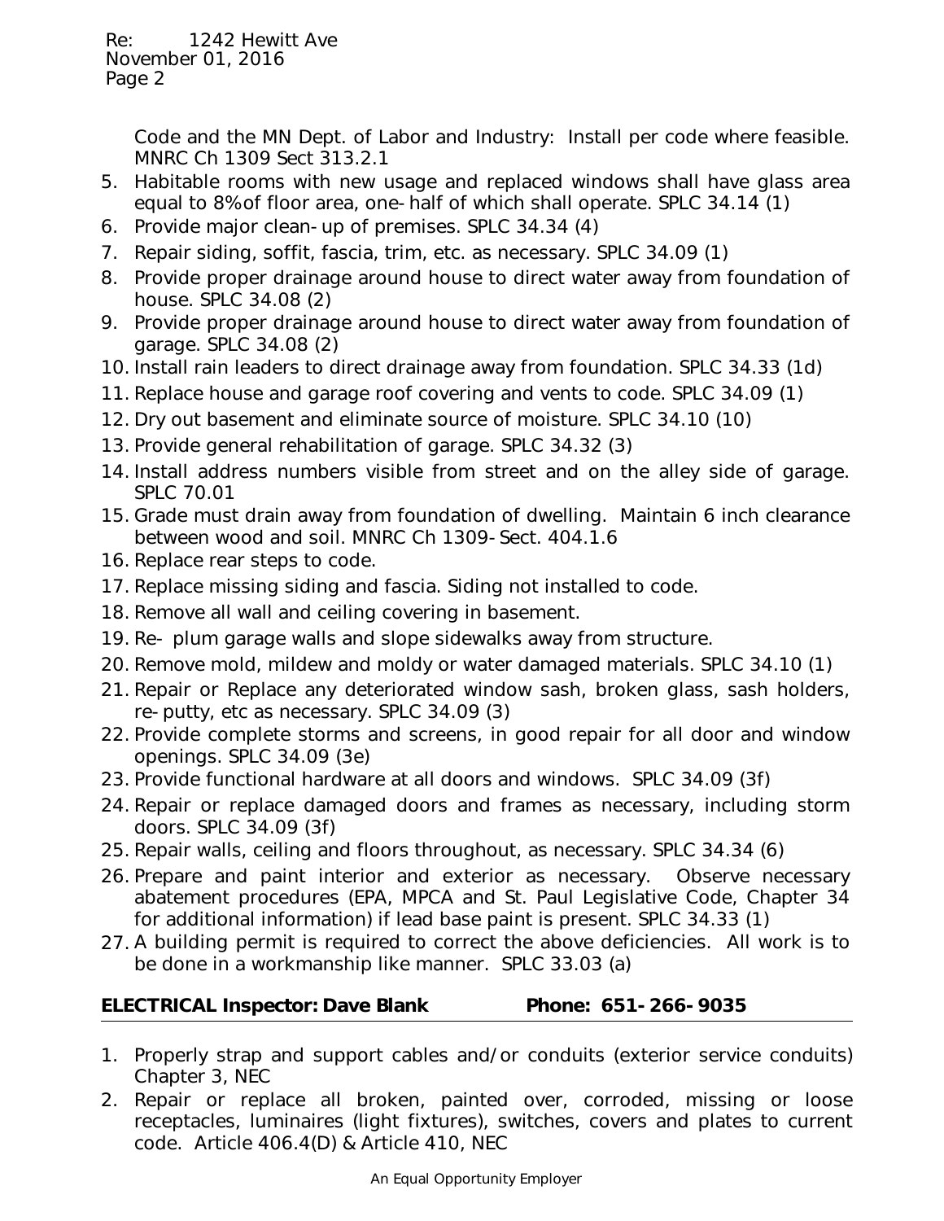Code and the MN Dept. of Labor and Industry: Install per code where feasible. MNRC Ch 1309 Sect 313.2.1

5. Habitable rooms with new usage and replaced windows shall have glass area equal to 8% of floor area, one-half of which shall operate. SPLC 34.14 (1)
6. Provide major clean-up of premises. SPLC 34.34 (4)
7. Repair siding, soffit, fascia, trim, etc. as necessary. SPLC 34.09 (1)
8. Provide proper drainage around house to direct water away from foundation of house. SPLC 34.08 (2)
9. Provide proper drainage around house to direct water away from foundation of garage. SPLC 34.08 (2)
10. Install rain leaders to direct drainage away from foundation. SPLC 34.33 (1d)
11. Replace house and garage roof covering and vents to code. SPLC 34.09 (1)
12. Dry out basement and eliminate source of moisture. SPLC 34.10 (10)
13. Provide general rehabilitation of garage. SPLC 34.32 (3)
14. Install address numbers visible from street and on the alley side of garage. SPLC 70.01
15. Grade must drain away from foundation of dwelling. Maintain 6 inch clearance between wood and soil. MNRC Ch 1309-Sect. 404.1.6
16. Replace rear steps to code.
17. Replace missing siding and fascia. Siding not installed to code.
18. Remove all wall and ceiling covering in basement.
19. Re- plum garage walls and slope sidewalks away from structure.
20. Remove mold, mildew and moldy or water damaged materials. SPLC 34.10 (1)
21. Repair or Replace any deteriorated window sash, broken glass, sash holders, re-putty, etc as necessary. SPLC 34.09 (3)
22. Provide complete storms and screens, in good repair for all door and window openings. SPLC 34.09 (3e)
23. Provide functional hardware at all doors and windows. SPLC 34.09 (3f)
24. Repair or replace damaged doors and frames as necessary, including storm doors. SPLC 34.09 (3f)
25. Repair walls, ceiling and floors throughout, as necessary. SPLC 34.34 (6)
26. Prepare and paint interior and exterior as necessary. Observe necessary abatement procedures (EPA, MPCA and St. Paul Legislative Code, Chapter 34 for additional information) if lead base paint is present. SPLC 34.33 (1)
27. A building permit is required to correct the above deficiencies. All work is to be done in a workmanship like manner. SPLC 33.03 (a)

**ELECTRICAL Inspector: Dave Blank Phone: 651-266-9035**

1. Properly strap and support cables and/or conduits (exterior service conduits) Chapter 3, NEC
2. Repair or replace all broken, painted over, corroded, missing or loose receptacles, luminaires (light fixtures), switches, covers and plates to current code. Article 406.4(D) & Article 410, NEC

An Equal Opportunity Employer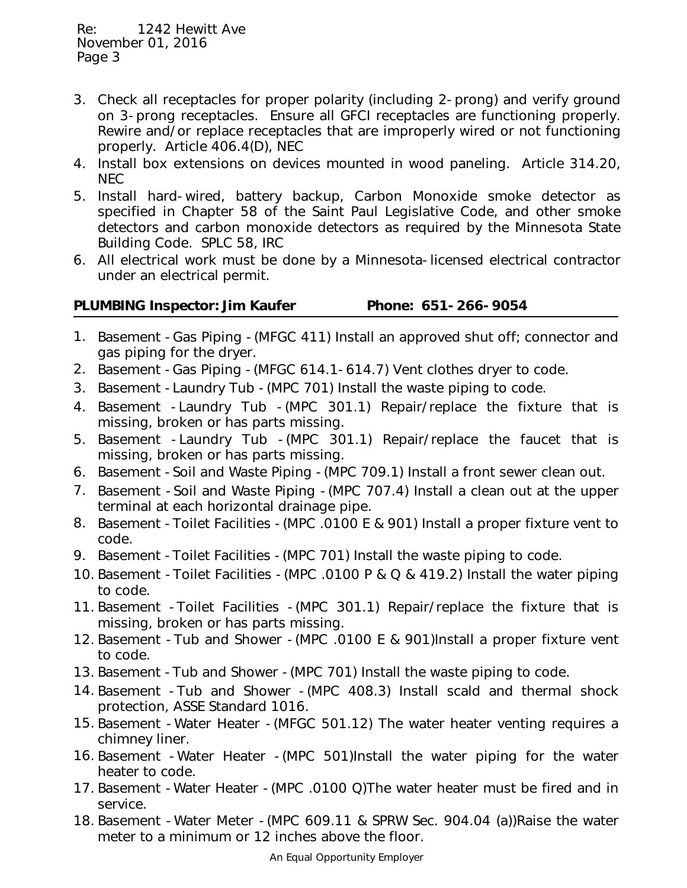3. Check all receptacles for proper polarity (including 2-prong) and verify ground on 3-prong receptacles. Ensure all GFCI receptacles are functioning properly. Rewire and/or replace receptacles that are improperly wired or not functioning properly. Article 406.4(D), NEC
4. Install box extensions on devices mounted in wood paneling. Article 314.20, NEC
5. Install hard-wired, battery backup, Carbon Monoxide smoke detector as specified in Chapter 58 of the Saint Paul Legislative Code, and other smoke detectors and carbon monoxide detectors as required by the Minnesota State Building Code. SPLC 58, IRC
6. All electrical work must be done by a Minnesota-licensed electrical contractor under an electrical permit.

**PLUMBING Inspector: Jim Kaufer Phone: 651-266-9054**

1. Basement - Gas Piping - (MFGC 411) Install an approved shut off; connector and gas piping for the dryer.
2. Basement - Gas Piping - (MFGC 614.1-614.7) Vent clothes dryer to code.
3. Basement - Laundry Tub - (MPC 701) Install the waste piping to code.
4. Basement - Laundry Tub - (MPC 301.1) Repair/replace the fixture that is missing, broken or has parts missing.
5. Basement - Laundry Tub - (MPC 301.1) Repair/replace the faucet that is missing, broken or has parts missing.
6. Basement - Soil and Waste Piping - (MPC 709.1) Install a front sewer clean out.
7. Basement - Soil and Waste Piping - (MPC 707.4) Install a clean out at the upper terminal at each horizontal drainage pipe.
8. Basement - Toilet Facilities - (MPC .0100 E & 901) Install a proper fixture vent to code.
9. Basement - Toilet Facilities - (MPC 701) Install the waste piping to code.
10. Basement - Toilet Facilities - (MPC .0100 P & Q & 419.2) Install the water piping to code.
11. Basement - Toilet Facilities - (MPC 301.1) Repair/replace the fixture that is missing, broken or has parts missing.
12. Basement - Tub and Shower - (MPC .0100 E & 901)Install a proper fixture vent to code.
13. Basement - Tub and Shower - (MPC 701) Install the waste piping to code.
14. Basement - Tub and Shower - (MPC 408.3) Install scald and thermal shock protection, ASSE Standard 1016.
15. Basement - Water Heater - (MFGC 501.12) The water heater venting requires a chimney liner.
16. Basement - Water Heater - (MPC 501)Install the water piping for the water heater to code.
17. Basement - Water Heater - (MPC .0100 Q)The water heater must be fired and in service.
18. Basement - Water Meter - (MPC 609.11 & SPRW Sec. 904.04 (a))Raise the water meter to a minimum or 12 inches above the floor.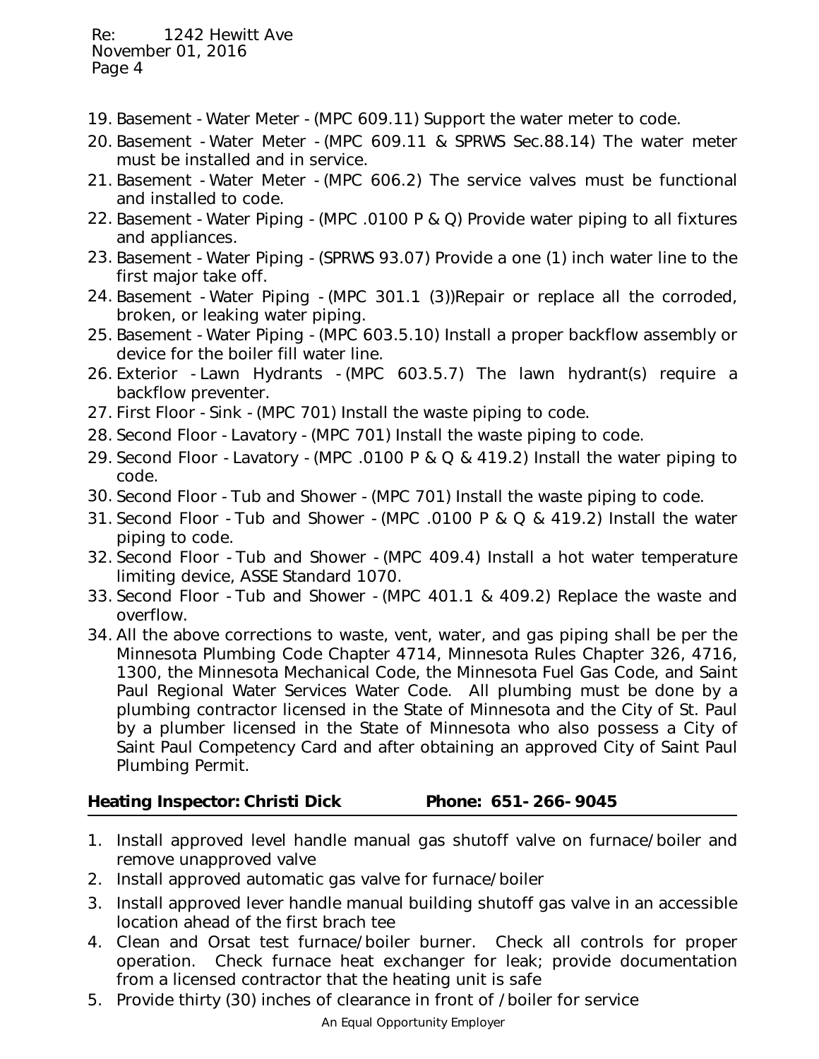19. Basement - Water Meter - (MPC 609.11) Support the water meter to code.
20. Basement - Water Meter - (MPC 609.11 & SPRWS Sec.88.14) The water meter must be installed and in service.
21. Basement - Water Meter - (MPC 606.2) The service valves must be functional and installed to code.
22. Basement - Water Piping - (MPC .0100 P & Q) Provide water piping to all fixtures and appliances.
23. Basement - Water Piping - (SPRWS 93.07) Provide a one (1) inch water line to the first major take off.
24. Basement - Water Piping - (MPC 301.1 (3))Repair or replace all the corroded, broken, or leaking water piping.
25. Basement - Water Piping - (MPC 603.5.10) Install a proper backflow assembly or device for the boiler fill water line.
26. Exterior - Lawn Hydrants - (MPC 603.5.7) The lawn hydrant(s) require a backflow preventer.
27. First Floor - Sink - (MPC 701) Install the waste piping to code.
28. Second Floor - Lavatory - (MPC 701) Install the waste piping to code.
29. Second Floor - Lavatory - (MPC .0100 P & Q & 419.2) Install the water piping to code.
30. Second Floor - Tub and Shower - (MPC 701) Install the waste piping to code.
31. Second Floor - Tub and Shower - (MPC .0100 P & Q & 419.2) Install the water piping to code.
32. Second Floor - Tub and Shower - (MPC 409.4) Install a hot water temperature limiting device, ASSE Standard 1070.
33. Second Floor - Tub and Shower - (MPC 401.1 & 409.2) Replace the waste and overflow.
34. All the above corrections to waste, vent, water, and gas piping shall be per the Minnesota Plumbing Code Chapter 4714, Minnesota Rules Chapter 326, 4716, 1300, the Minnesota Mechanical Code, the Minnesota Fuel Gas Code, and Saint Paul Regional Water Services Water Code. All plumbing must be done by a plumbing contractor licensed in the State of Minnesota and the City of St. Paul by a plumber licensed in the State of Minnesota who also possess a City of Saint Paul Competency Card and after obtaining an approved City of Saint Paul Plumbing Permit.

**Heating Inspector: Christi Dick Phone: 651-266-9045**

1. Install approved level handle manual gas shutoff valve on furnace/boiler and remove unapproved valve
2. Install approved automatic gas valve for furnace/boiler
3. Install approved lever handle manual building shutoff gas valve in an accessible location ahead of the first brach tee
4. Clean and Orsat test furnace/boiler burner. Check all controls for proper operation. Check furnace heat exchanger for leak; provide documentation from a licensed contractor that the heating unit is safe
5. Provide thirty (30) inches of clearance in front of /boiler for service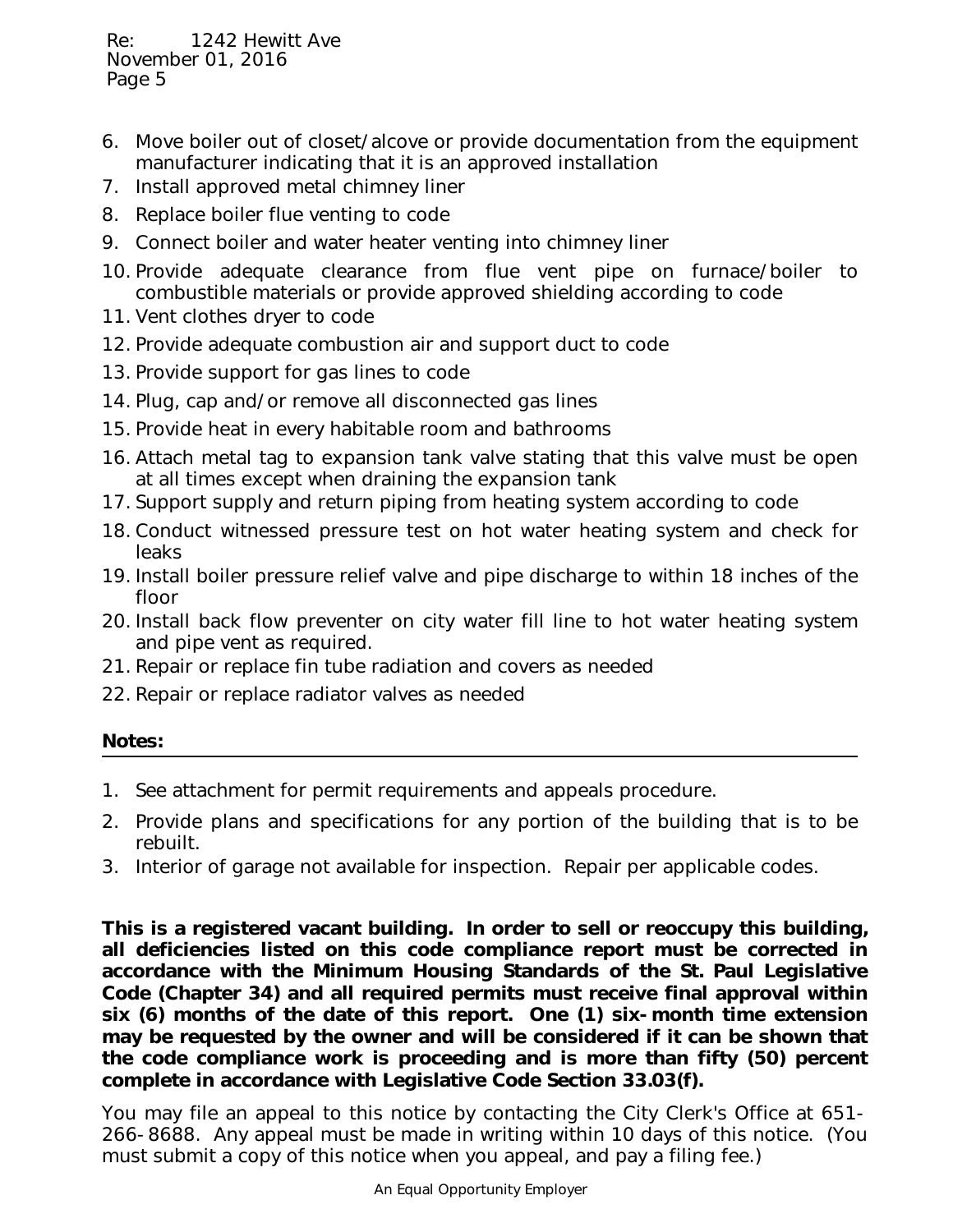6. Move boiler out of closet/alcove or provide documentation from the equipment manufacturer indicating that it is an approved installation
7. Install approved metal chimney liner
8. Replace boiler flue venting to code
9. Connect boiler and water heater venting into chimney liner
10. Provide adequate clearance from flue vent pipe on furnace/boiler to combustible materials or provide approved shielding according to code
11. Vent clothes dryer to code
12. Provide adequate combustion air and support duct to code
13. Provide support for gas lines to code
14. Plug, cap and/or remove all disconnected gas lines
15. Provide heat in every habitable room and bathrooms
16. Attach metal tag to expansion tank valve stating that this valve must be open at all times except when draining the expansion tank
17. Support supply and return piping from heating system according to code
18. Conduct witnessed pressure test on hot water heating system and check for leaks
19. Install boiler pressure relief valve and pipe discharge to within 18 inches of the floor
20. Install back flow preventer on city water fill line to hot water heating system and pipe vent as required.
21. Repair or replace fin tube radiation and covers as needed
22. Repair or replace radiator valves as needed

**Notes:**

1. See attachment for permit requirements and appeals procedure.
2. Provide plans and specifications for any portion of the building that is to be rebuilt.
3. Interior of garage not available for inspection. Repair per applicable codes.

**This is a registered vacant building. In order to sell or reoccupy this building, all deficiencies listed on this code compliance report must be corrected in accordance with the Minimum Housing Standards of the St. Paul Legislative Code (Chapter 34) and all required permits must receive final approval within six (6) months of the date of this report. One (1) six-month time extension may be requested by the owner and will be considered if it can be shown that the code compliance work is proceeding and is more than fifty (50) percent complete in accordance with Legislative Code Section 33.03(f).**

You may file an appeal to this notice by contacting the City Clerk's Office at 651-266-8688. Any appeal must be made in writing within 10 days of this notice. (You must submit a copy of this notice when you appeal, and pay a filing fee.)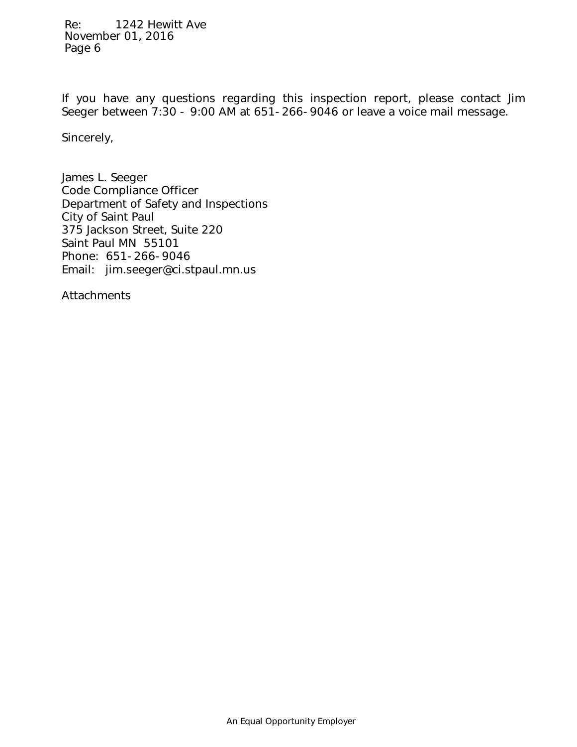If you have any questions regarding this inspection report, please contact Jim Seeger between 7:30 - 9:00 AM at 651-266-9046 or leave a voice mail message.

Sincerely,

James L. Seeger
Code Compliance Officer
Department of Safety and Inspections
City of Saint Paul
375 Jackson Street, Suite 220
Saint Paul MN 55101
Phone: 651-266-9046
Email: jim.seeger@ci.stpaul.mn.us

Attachments